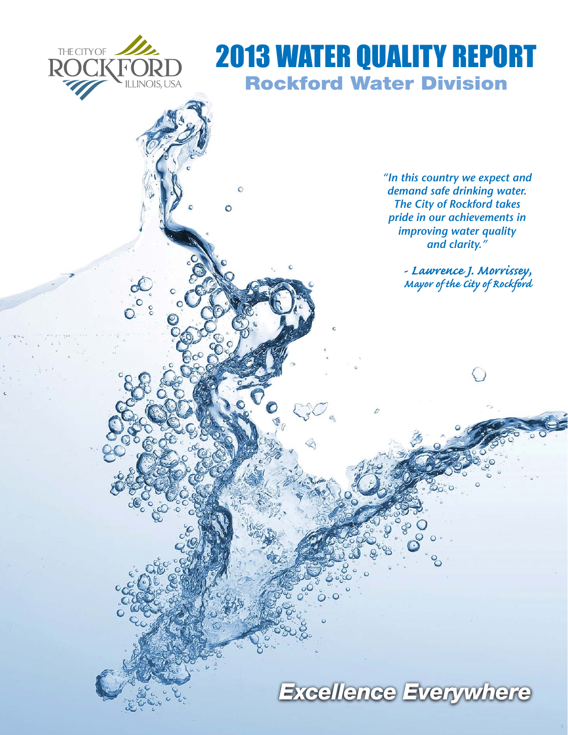THE CITY OF ROCKFORD ILLINOIS, USA

# 2013 WATER QUALITY REPORT

## Rockford Water Division

*"In this country we expect and demand safe drinking water. The City of Rockford takes pride in our achievements in improving water quality and clarity."*

*- Lawrence J. Morrissey, Mayor of the City of Rockford*

***Excellence Everywhere***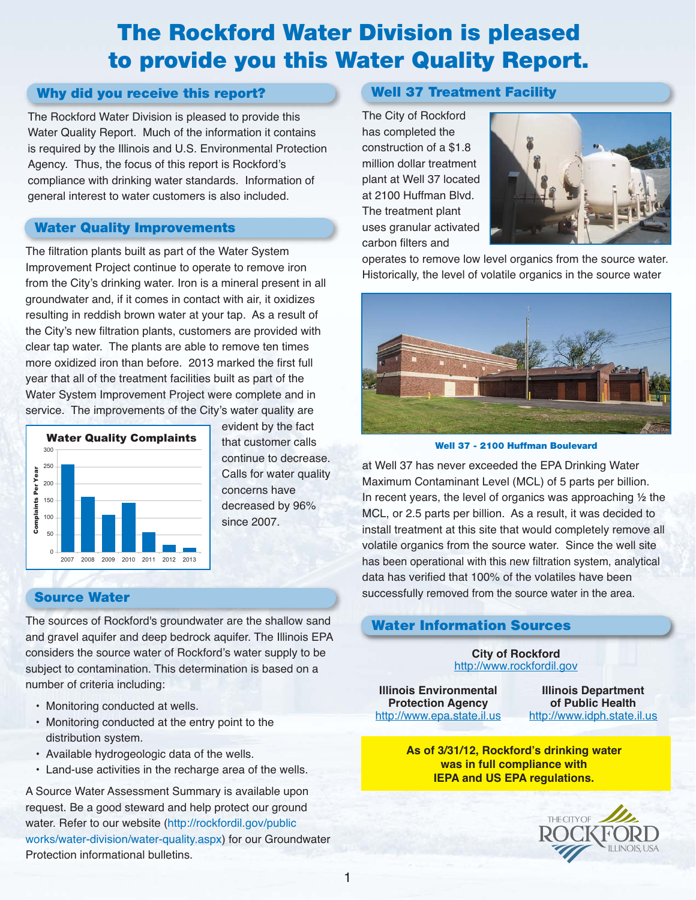# The Rockford Water Division is pleased to provide you this Water Quality Report.

## Why did you receive this report?

The Rockford Water Division is pleased to provide this Water Quality Report. Much of the information it contains is required by the Illinois and U.S. Environmental Protection Agency. Thus, the focus of this report is Rockford's compliance with drinking water standards. Information of general interest to water customers is also included.

## Water Quality Improvements

The filtration plants built as part of the Water System Improvement Project continue to operate to remove iron from the City's drinking water. Iron is a mineral present in all groundwater and, if it comes in contact with air, it oxidizes resulting in reddish brown water at your tap. As a result of the City's new filtration plants, customers are provided with clear tap water. The plants are able to remove ten times more oxidized iron than before. 2013 marked the first full year that all of the treatment facilities built as part of the Water System Improvement Project were complete and in service. The improvements of the City's water quality are evident by the fact that customer calls continue to decrease. Calls for water quality concerns have decreased by 96% since 2007.

**Water Quality Complaints**

| Year | Complaints Per Year (approx.) |
|---|---|
| 2007 | 255 |
| 2008 | 160 |
| 2009 | 107 |
| 2010 | 143 |
| 2011 | 56 |
| 2012 | 20 |
| 2013 | 11 |

## Source Water

The sources of Rockford's groundwater are the shallow sand and gravel aquifer and deep bedrock aquifer. The Illinois EPA considers the source water of Rockford's water supply to be subject to contamination. This determination is based on a number of criteria including:

- Monitoring conducted at wells.
- Monitoring conducted at the entry point to the distribution system.
- Available hydrogeologic data of the wells.
- Land-use activities in the recharge area of the wells.

A Source Water Assessment Summary is available upon request. Be a good steward and help protect our ground water. Refer to our website (http://rockfordil.gov/public works/water-division/water-quality.aspx) for our Groundwater Protection informational bulletins.

## Well 37 Treatment Facility

The City of Rockford has completed the construction of a $1.8 million dollar treatment plant at Well 37 located at 2100 Huffman Blvd. The treatment plant uses granular activated carbon filters and operates to remove low level organics from the source water. Historically, the level of volatile organics in the source water at Well 37 has never exceeded the EPA Drinking Water Maximum Contaminant Level (MCL) of 5 parts per billion. In recent years, the level of organics was approaching ½ the MCL, or 2.5 parts per billion. As a result, it was decided to install treatment at this site that would completely remove all volatile organics from the source water. Since the well site has been operational with this new filtration system, analytical data has verified that 100% of the volatiles have been successfully removed from the source water in the area.

Well 37 - 2100 Huffman Boulevard

## Water Information Sources

**City of Rockford**
http://www.rockfordil.gov

**Illinois Environmental Protection Agency**
http://www.epa.state.il.us

**Illinois Department of Public Health**
http://www.idph.state.il.us

**As of 3/31/12, Rockford's drinking water was in full compliance with IEPA and US EPA regulations.**

THE CITY OF ROCKFORD ILLINOIS, USA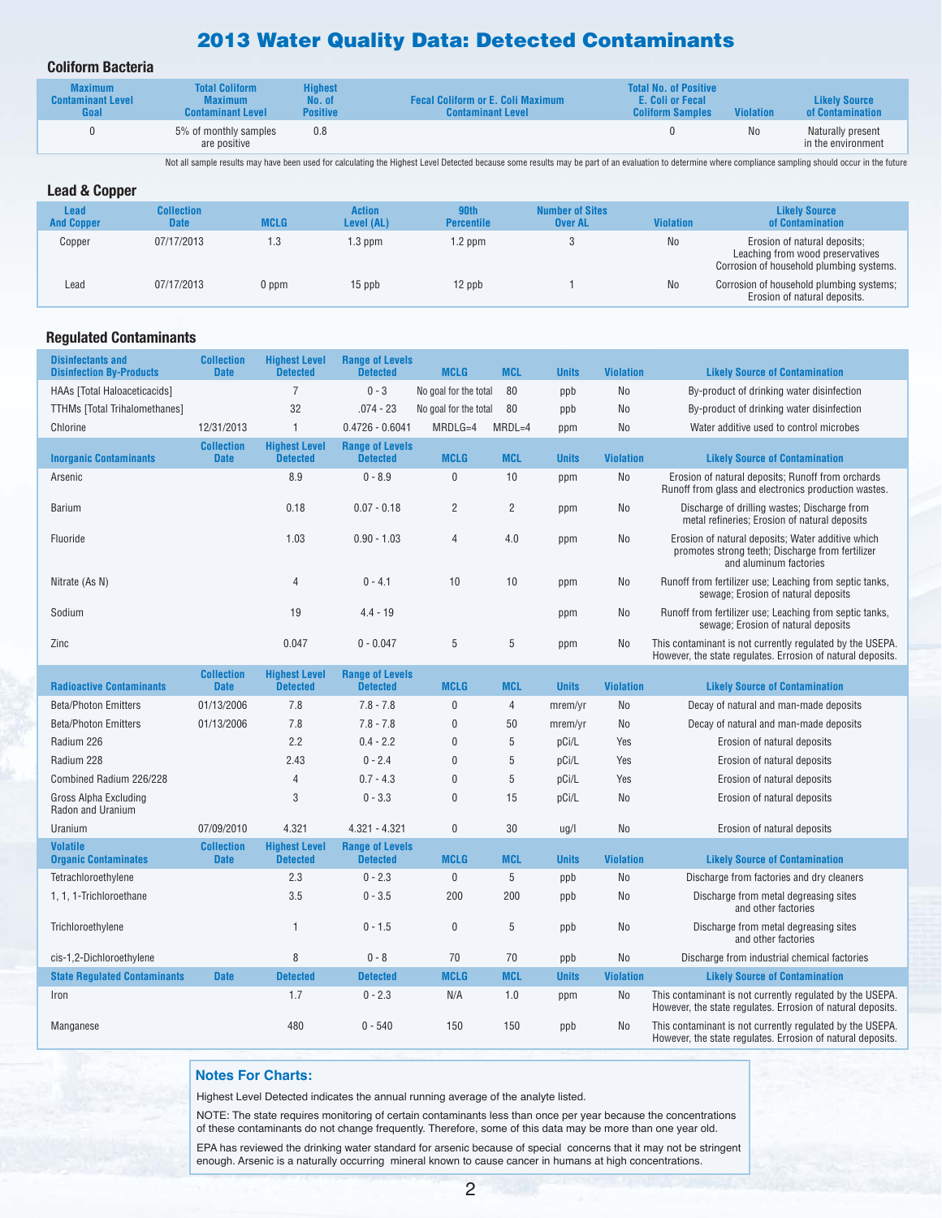# 2013 Water Quality Data: Detected Contaminants

### Coliform Bacteria

| Maximum Contaminant Level Goal | Total Coliform Maximum Contaminant Level | Highest No. of Positive | Fecal Coliform or E. Coli Maximum Contaminant Level | Total No. of Positive E. Coli or Fecal Coliform Samples | Violation | Likely Source of Contamination |
|---|---|---|---|---|---|---|
| 0 | 5% of monthly samples are positive | 0.8 | | 0 | No | Naturally present in the environment |

Not all sample results may have been used for calculating the Highest Level Detected because some results may be part of an evaluation to determine where compliance sampling should occur in the future

### Lead & Copper

| Lead And Copper | Collection Date | MCLG | Action Level (AL) | 90th Percentile | Number of Sites Over AL | Violation | Likely Source of Contamination |
|---|---|---|---|---|---|---|---|
| Copper | 07/17/2013 | 1.3 | 1.3 ppm | 1.2 ppm | 3 | No | Erosion of natural deposits; Leaching from wood preservatives Corrosion of household plumbing systems. |
| Lead | 07/17/2013 | 0 ppm | 15 ppb | 12 ppb | 1 | No | Corrosion of household plumbing systems; Erosion of natural deposits. |

### Regulated Contaminants

| Disinfectants and Disinfection By-Products | Collection Date | Highest Level Detected | Range of Levels Detected | MCLG | MCL | Units | Violation | Likely Source of Contamination |
|---|---|---|---|---|---|---|---|---|
| HAAs [Total Haloaceticacids] | | 7 | 0 - 3 | No goal for the total | 80 | ppb | No | By-product of drinking water disinfection |
| TTHMs [Total Trihalomethanes] | | 32 | .074 - 23 | No goal for the total | 80 | ppb | No | By-product of drinking water disinfection |
| Chlorine | 12/31/2013 | 1 | 0.4726 - 0.6041 | MRDLG=4 | MRDL=4 | ppm | No | Water additive used to control microbes |
| **Inorganic Contaminants** | **Collection Date** | **Highest Level Detected** | **Range of Levels Detected** | **MCLG** | **MCL** | **Units** | **Violation** | **Likely Source of Contamination** |
| Arsenic | | 8.9 | 0 - 8.9 | 0 | 10 | ppm | No | Erosion of natural deposits; Runoff from orchards Runoff from glass and electronics production wastes. |
| Barium | | 0.18 | 0.07 - 0.18 | 2 | 2 | ppm | No | Discharge of drilling wastes; Discharge from metal refineries; Erosion of natural deposits |
| Fluoride | | 1.03 | 0.90 - 1.03 | 4 | 4.0 | ppm | No | Erosion of natural deposits; Water additive which promotes strong teeth; Discharge from fertilizer and aluminum factories |
| Nitrate (As N) | | 4 | 0 - 4.1 | 10 | 10 | ppm | No | Runoff from fertilizer use; Leaching from septic tanks, sewage; Erosion of natural deposits |
| Sodium | | 19 | 4.4 - 19 | | | ppm | No | Runoff from fertilizer use; Leaching from septic tanks, sewage; Erosion of natural deposits |
| Zinc | | 0.047 | 0 - 0.047 | 5 | 5 | ppm | No | This contaminant is not currently regulated by the USEPA. However, the state regulates. Errosion of natural deposits. |
| **Radioactive Contaminants** | **Collection Date** | **Highest Level Detected** | **Range of Levels Detected** | **MCLG** | **MCL** | **Units** | **Violation** | **Likely Source of Contamination** |
| Beta/Photon Emitters | 01/13/2006 | 7.8 | 7.8 - 7.8 | 0 | 4 | mrem/yr | No | Decay of natural and man-made deposits |
| Beta/Photon Emitters | 01/13/2006 | 7.8 | 7.8 - 7.8 | 0 | 50 | mrem/yr | No | Decay of natural and man-made deposits |
| Radium 226 | | 2.2 | 0.4 - 2.2 | 0 | 5 | pCi/L | Yes | Erosion of natural deposits |
| Radium 228 | | 2.43 | 0 - 2.4 | 0 | 5 | pCi/L | Yes | Erosion of natural deposits |
| Combined Radium 226/228 | | 4 | 0.7 - 4.3 | 0 | 5 | pCi/L | Yes | Erosion of natural deposits |
| Gross Alpha Excluding Radon and Uranium | | 3 | 0 - 3.3 | 0 | 15 | pCi/L | No | Erosion of natural deposits |
| Uranium | 07/09/2010 | 4.321 | 4.321 - 4.321 | 0 | 30 | ug/l | No | Erosion of natural deposits |
| **Volatile Organic Contaminates** | **Collection Date** | **Highest Level Detected** | **Range of Levels Detected** | **MCLG** | **MCL** | **Units** | **Violation** | **Likely Source of Contamination** |
| Tetrachloroethylene | | 2.3 | 0 - 2.3 | 0 | 5 | ppb | No | Discharge from factories and dry cleaners |
| 1, 1, 1-Trichloroethane | | 3.5 | 0 - 3.5 | 200 | 200 | ppb | No | Discharge from metal degreasing sites and other factories |
| Trichloroethylene | | 1 | 0 - 1.5 | 0 | 5 | ppb | No | Discharge from metal degreasing sites and other factories |
| cis-1,2-Dichloroethylene | | 8 | 0 - 8 | 70 | 70 | ppb | No | Discharge from industrial chemical factories |
| **State Regulated Contaminants** | **Date** | **Detected** | **Detected** | **MCLG** | **MCL** | **Units** | **Violation** | **Likely Source of Contamination** |
| Iron | | 1.7 | 0 - 2.3 | N/A | 1.0 | ppm | No | This contaminant is not currently regulated by the USEPA. However, the state regulates. Errosion of natural deposits. |
| Manganese | | 480 | 0 - 540 | 150 | 150 | ppb | No | This contaminant is not currently regulated by the USEPA. However, the state regulates. Errosion of natural deposits. |

### Notes For Charts:

Highest Level Detected indicates the annual running average of the analyte listed.

NOTE: The state requires monitoring of certain contaminants less than once per year because the concentrations of these contaminants do not change frequently. Therefore, some of this data may be more than one year old.

EPA has reviewed the drinking water standard for arsenic because of special concerns that it may not be stringent enough. Arsenic is a naturally occurring mineral known to cause cancer in humans at high concentrations.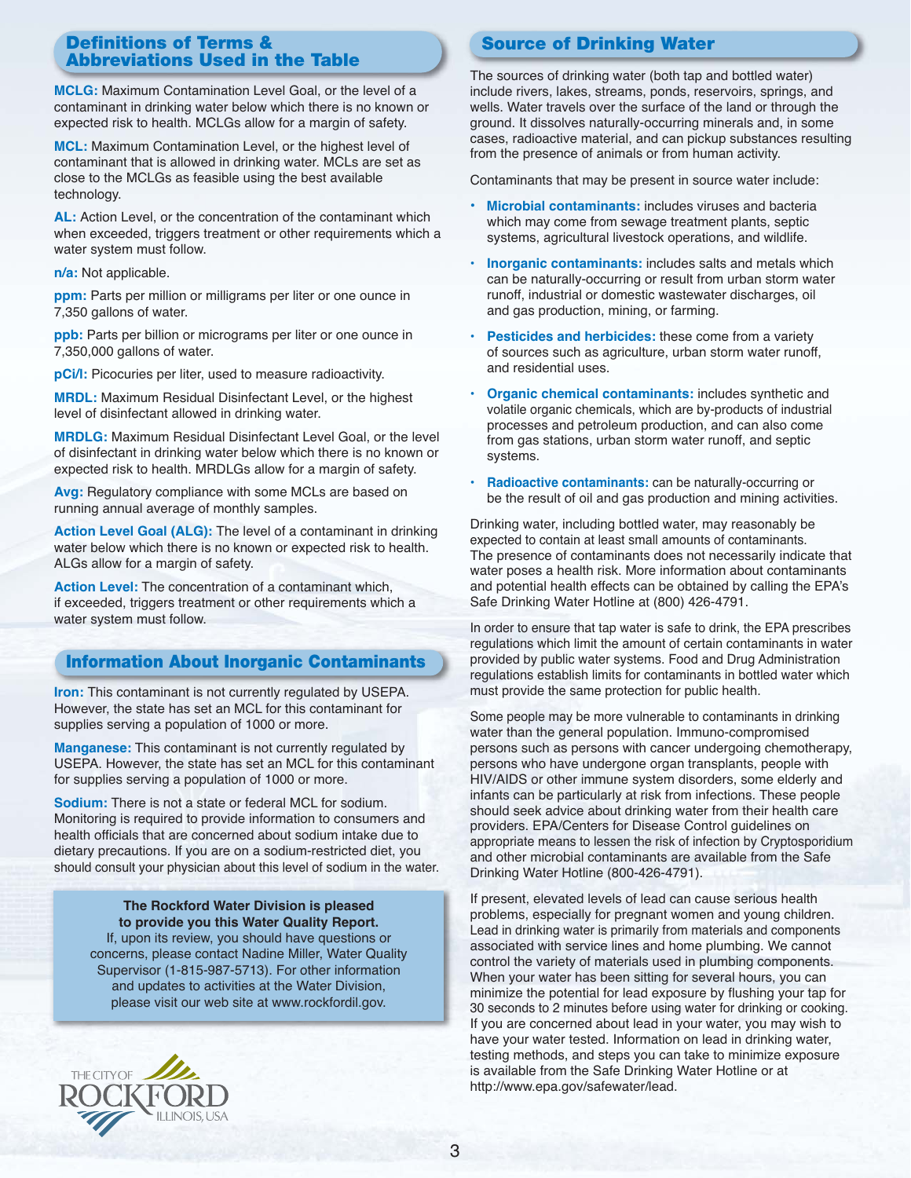## Definitions of Terms & Abbreviations Used in the Table

**MCLG:** Maximum Contamination Level Goal, or the level of a contaminant in drinking water below which there is no known or expected risk to health. MCLGs allow for a margin of safety.

**MCL:** Maximum Contamination Level, or the highest level of contaminant that is allowed in drinking water. MCLs are set as close to the MCLGs as feasible using the best available technology.

**AL:** Action Level, or the concentration of the contaminant which when exceeded, triggers treatment or other requirements which a water system must follow.

**n/a:** Not applicable.

**ppm:** Parts per million or milligrams per liter or one ounce in 7,350 gallons of water.

**ppb:** Parts per billion or micrograms per liter or one ounce in 7,350,000 gallons of water.

**pCi/l:** Picocuries per liter, used to measure radioactivity.

**MRDL:** Maximum Residual Disinfectant Level, or the highest level of disinfectant allowed in drinking water.

**MRDLG:** Maximum Residual Disinfectant Level Goal, or the level of disinfectant in drinking water below which there is no known or expected risk to health. MRDLGs allow for a margin of safety.

**Avg:** Regulatory compliance with some MCLs are based on running annual average of monthly samples.

**Action Level Goal (ALG):** The level of a contaminant in drinking water below which there is no known or expected risk to health. ALGs allow for a margin of safety.

**Action Level:** The concentration of a contaminant which, if exceeded, triggers treatment or other requirements which a water system must follow.

## Information About Inorganic Contaminants

**Iron:** This contaminant is not currently regulated by USEPA. However, the state has set an MCL for this contaminant for supplies serving a population of 1000 or more.

**Manganese:** This contaminant is not currently regulated by USEPA. However, the state has set an MCL for this contaminant for supplies serving a population of 1000 or more.

**Sodium:** There is not a state or federal MCL for sodium. Monitoring is required to provide information to consumers and health officials that are concerned about sodium intake due to dietary precautions. If you are on a sodium-restricted diet, you should consult your physician about this level of sodium in the water.

**The Rockford Water Division is pleased to provide you this Water Quality Report.** If, upon its review, you should have questions or concerns, please contact Nadine Miller, Water Quality Supervisor (1-815-987-5713). For other information and updates to activities at the Water Division, please visit our web site at www.rockfordil.gov.

THE CITY OF ROCKFORD ILLINOIS, USA

## Source of Drinking Water

The sources of drinking water (both tap and bottled water) include rivers, lakes, streams, ponds, reservoirs, springs, and wells. Water travels over the surface of the land or through the ground. It dissolves naturally-occurring minerals and, in some cases, radioactive material, and can pickup substances resulting from the presence of animals or from human activity.

Contaminants that may be present in source water include:

- **Microbial contaminants:** includes viruses and bacteria which may come from sewage treatment plants, septic systems, agricultural livestock operations, and wildlife.
- **Inorganic contaminants:** includes salts and metals which can be naturally-occurring or result from urban storm water runoff, industrial or domestic wastewater discharges, oil and gas production, mining, or farming.
- **Pesticides and herbicides:** these come from a variety of sources such as agriculture, urban storm water runoff, and residential uses.
- **Organic chemical contaminants:** includes synthetic and volatile organic chemicals, which are by-products of industrial processes and petroleum production, and can also come from gas stations, urban storm water runoff, and septic systems.
- **Radioactive contaminants:** can be naturally-occurring or be the result of oil and gas production and mining activities.

Drinking water, including bottled water, may reasonably be expected to contain at least small amounts of contaminants. The presence of contaminants does not necessarily indicate that water poses a health risk. More information about contaminants and potential health effects can be obtained by calling the EPA's Safe Drinking Water Hotline at (800) 426-4791.

In order to ensure that tap water is safe to drink, the EPA prescribes regulations which limit the amount of certain contaminants in water provided by public water systems. Food and Drug Administration regulations establish limits for contaminants in bottled water which must provide the same protection for public health.

Some people may be more vulnerable to contaminants in drinking water than the general population. Immuno-compromised persons such as persons with cancer undergoing chemotherapy, persons who have undergone organ transplants, people with HIV/AIDS or other immune system disorders, some elderly and infants can be particularly at risk from infections. These people should seek advice about drinking water from their health care providers. EPA/Centers for Disease Control guidelines on appropriate means to lessen the risk of infection by Cryptosporidium and other microbial contaminants are available from the Safe Drinking Water Hotline (800-426-4791).

If present, elevated levels of lead can cause serious health problems, especially for pregnant women and young children. Lead in drinking water is primarily from materials and components associated with service lines and home plumbing. We cannot control the variety of materials used in plumbing components. When your water has been sitting for several hours, you can minimize the potential for lead exposure by flushing your tap for 30 seconds to 2 minutes before using water for drinking or cooking. If you are concerned about lead in your water, you may wish to have your water tested. Information on lead in drinking water, testing methods, and steps you can take to minimize exposure is available from the Safe Drinking Water Hotline or at http://www.epa.gov/safewater/lead.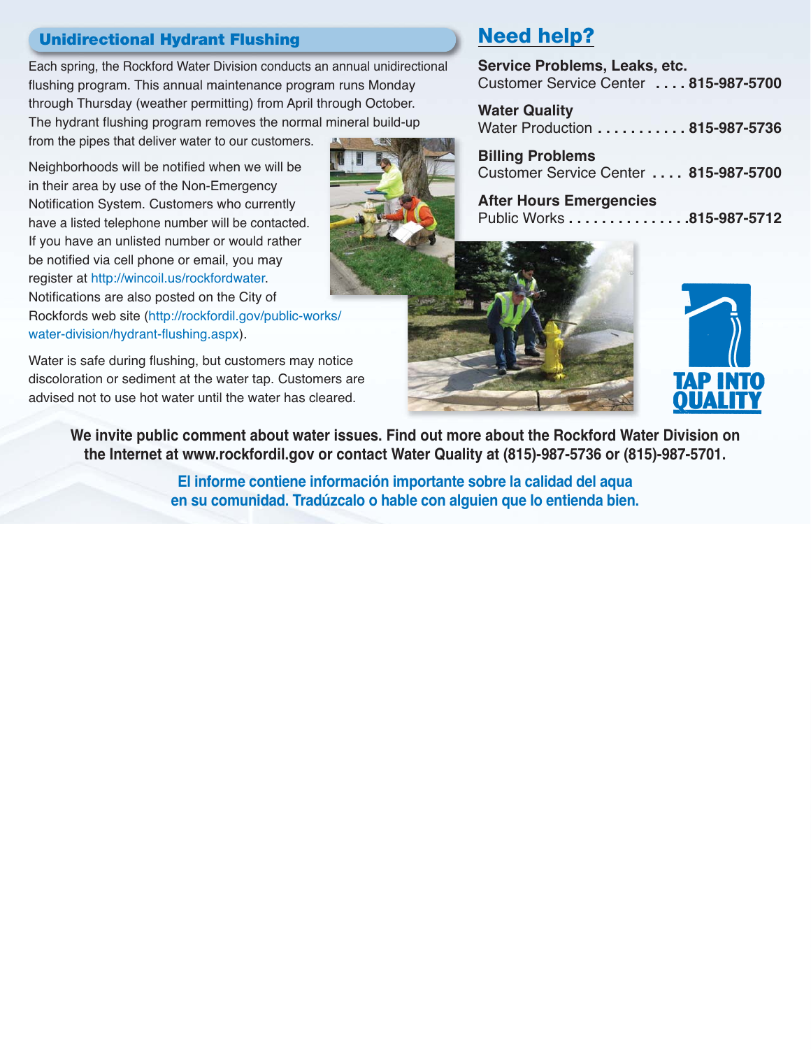## Unidirectional Hydrant Flushing

Each spring, the Rockford Water Division conducts an annual unidirectional flushing program. This annual maintenance program runs Monday through Thursday (weather permitting) from April through October. The hydrant flushing program removes the normal mineral build-up from the pipes that deliver water to our customers.

Neighborhoods will be notified when we will be in their area by use of the Non-Emergency Notification System. Customers who currently have a listed telephone number will be contacted. If you have an unlisted number or would rather be notified via cell phone or email, you may register at http://wincoil.us/rockfordwater. Notifications are also posted on the City of Rockfords web site (http://rockfordil.gov/public-works/water-division/hydrant-flushing.aspx).

Water is safe during flushing, but customers may notice discoloration or sediment at the water tap. Customers are advised not to use hot water until the water has cleared.

## Need help?

**Service Problems, Leaks, etc.**
Customer Service Center . . . . **815-987-5700**

**Water Quality**
Water Production . . . . . . . . . . . **815-987-5736**

**Billing Problems**
Customer Service Center . . . . **815-987-5700**

**After Hours Emergencies**
Public Works . . . . . . . . . . . . . . .**815-987-5712**

TAP INTO QUALITY

**We invite public comment about water issues. Find out more about the Rockford Water Division on the Internet at www.rockfordil.gov or contact Water Quality at (815)-987-5736 or (815)-987-5701.**

**El informe contiene información importante sobre la calidad del aqua en su comunidad. Tradúzcalo o hable con alguien que lo entienda bien.**